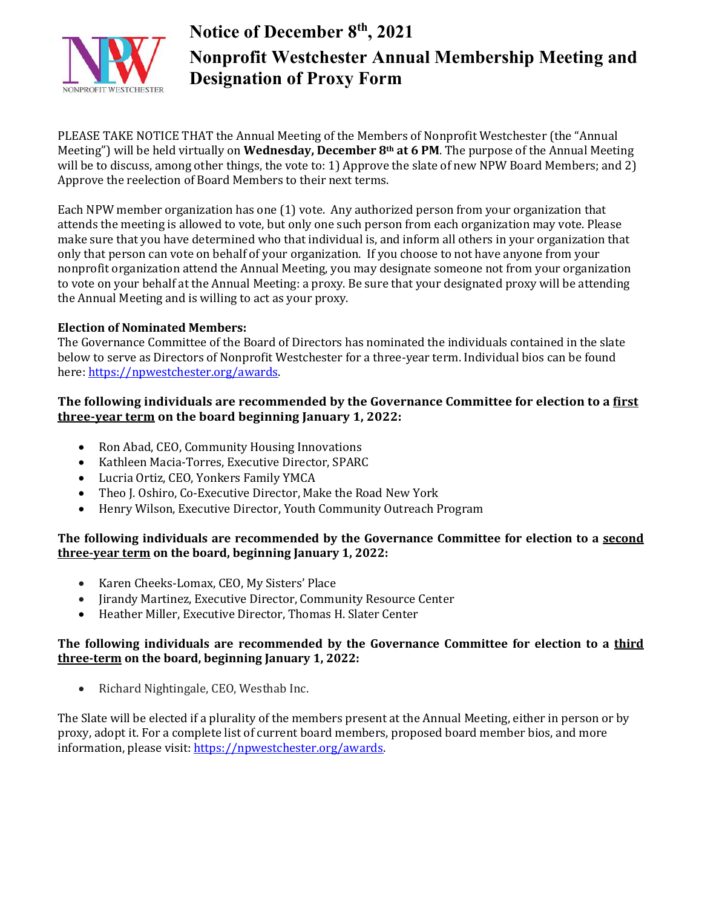# Notice of December 8th, 2021

# Nonprofit Westchester Annual Membership Meeting and Designation of Proxy Form

PLEASE TAKE NOTICE THAT the Annual Meeting of the Members of Nonprofit Westchester (the "Annual Meeting") will be held virtually on **Wednesday, December 8th at 6 PM**. The purpose of the Annual Meeting will be to discuss, among other things, the vote to: 1) Approve the slate of new NPW Board Members; and 2) Approve the reelection of Board Members to their next terms.

Each NPW member organization has one (1) vote. Any authorized person from your organization that attends the meeting is allowed to vote, but only one such person from each organization may vote. Please make sure that you have determined who that individual is, and inform all others in your organization that only that person can vote on behalf of your organization. If you choose to not have anyone from your nonprofit organization attend the Annual Meeting, you may designate someone not from your organization to vote on your behalf at the Annual Meeting: a proxy. Be sure that your designated proxy will be attending the Annual Meeting and is willing to act as your proxy.

**Election of Nominated Members:**
The Governance Committee of the Board of Directors has nominated the individuals contained in the slate below to serve as Directors of Nonprofit Westchester for a three-year term. Individual bios can be found here: https://npwestchester.org/awards.

**The following individuals are recommended by the Governance Committee for election to a first three-year term on the board beginning January 1, 2022:**

- Ron Abad, CEO, Community Housing Innovations
- Kathleen Macia-Torres, Executive Director, SPARC
- Lucria Ortiz, CEO, Yonkers Family YMCA
- Theo J. Oshiro, Co-Executive Director, Make the Road New York
- Henry Wilson, Executive Director, Youth Community Outreach Program

**The following individuals are recommended by the Governance Committee for election to a second three-year term on the board, beginning January 1, 2022:**

- Karen Cheeks-Lomax, CEO, My Sisters' Place
- Jirandy Martinez, Executive Director, Community Resource Center
- Heather Miller, Executive Director, Thomas H. Slater Center

**The following individuals are recommended by the Governance Committee for election to a third three-term on the board, beginning January 1, 2022:**

- Richard Nightingale, CEO, Westhab Inc.

The Slate will be elected if a plurality of the members present at the Annual Meeting, either in person or by proxy, adopt it. For a complete list of current board members, proposed board member bios, and more information, please visit: https://npwestchester.org/awards.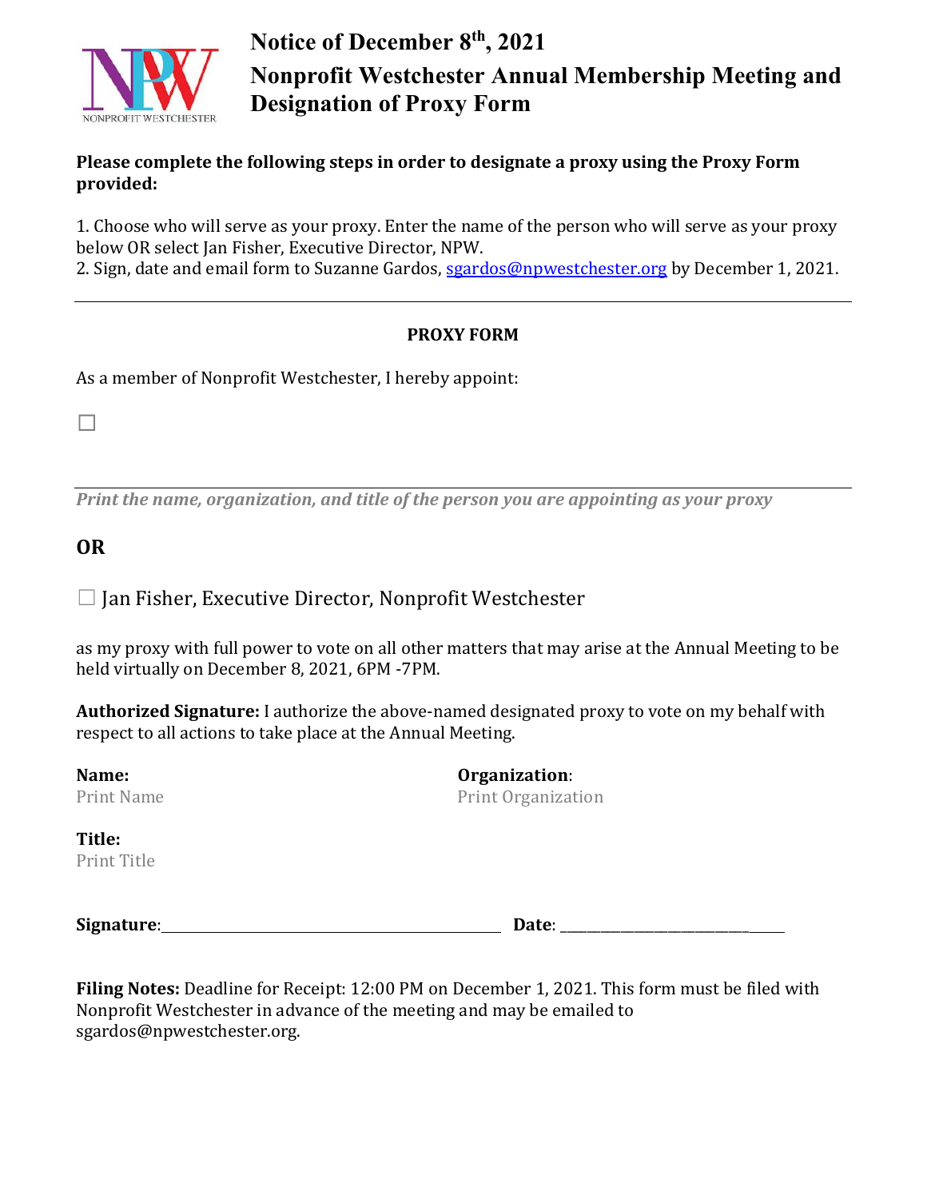# Notice of December 8th, 2021
# Nonprofit Westchester Annual Membership Meeting and Designation of Proxy Form

**Please complete the following steps in order to designate a proxy using the Proxy Form provided:**

1. Choose who will serve as your proxy. Enter the name of the person who will serve as your proxy below OR select Jan Fisher, Executive Director, NPW.
2. Sign, date and email form to Suzanne Gardos, sgardos@npwestchester.org by December 1, 2021.

---

**PROXY FORM**

As a member of Nonprofit Westchester, I hereby appoint:

☐

*Print the name, organization, and title of the person you are appointing as your proxy*

## OR

☐ Jan Fisher, Executive Director, Nonprofit Westchester

as my proxy with full power to vote on all other matters that may arise at the Annual Meeting to be held virtually on December 8, 2021, 6PM -7PM.

**Authorized Signature:** I authorize the above-named designated proxy to vote on my behalf with respect to all actions to take place at the Annual Meeting.

**Name:**
Print Name

**Organization**:
Print Organization

**Title:**
Print Title

**Signature**:\_\_\_\_\_\_\_\_\_\_\_\_\_\_\_\_\_\_\_\_\_\_\_\_\_\_\_\_\_\_\_\_ **Date**: \_\_\_\_\_\_\_\_\_\_\_\_\_\_\_\_\_\_\_\_\_\_

**Filing Notes:** Deadline for Receipt: 12:00 PM on December 1, 2021. This form must be filed with Nonprofit Westchester in advance of the meeting and may be emailed to sgardos@npwestchester.org.